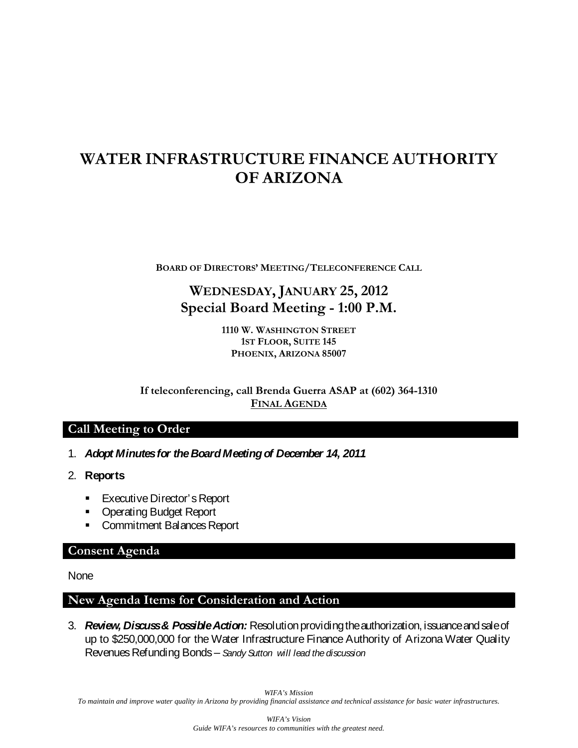# WATER INFRASTRUCTURE FINANCE AUTHORITY OF ARIZONA

**BOARD OF DIRECTORS' MEETING/TELECONFERENCE CALL**

## WEDNESDAY, JANUARY 25, 2012
## Special Board Meeting - 1:00 P.M.

**1110 W. WASHINGTON STREET**
**1ST FLOOR, SUITE 145**
**PHOENIX, ARIZONA 85007**

**If teleconferencing, call Brenda Guerra ASAP at (602) 364-1310**
**FINAL AGENDA**

## Call Meeting to Order

1. ***Adopt Minutes for the Board Meeting of December 14, 2011***
2. **Reports**
   - Executive Director's Report
   - Operating Budget Report
   - Commitment Balances Report

## Consent Agenda

None

## New Agenda Items for Consideration and Action

3. ***Review, Discuss & Possible Action:*** Resolution providing the authorization, issuance and sale of up to $250,000,000 for the Water Infrastructure Finance Authority of Arizona Water Quality Revenues Refunding Bonds – *Sandy Sutton will lead the discussion*

*WIFA's Mission*
*To maintain and improve water quality in Arizona by providing financial assistance and technical assistance for basic water infrastructures.*

*WIFA's Vision*
*Guide WIFA's resources to communities with the greatest need.*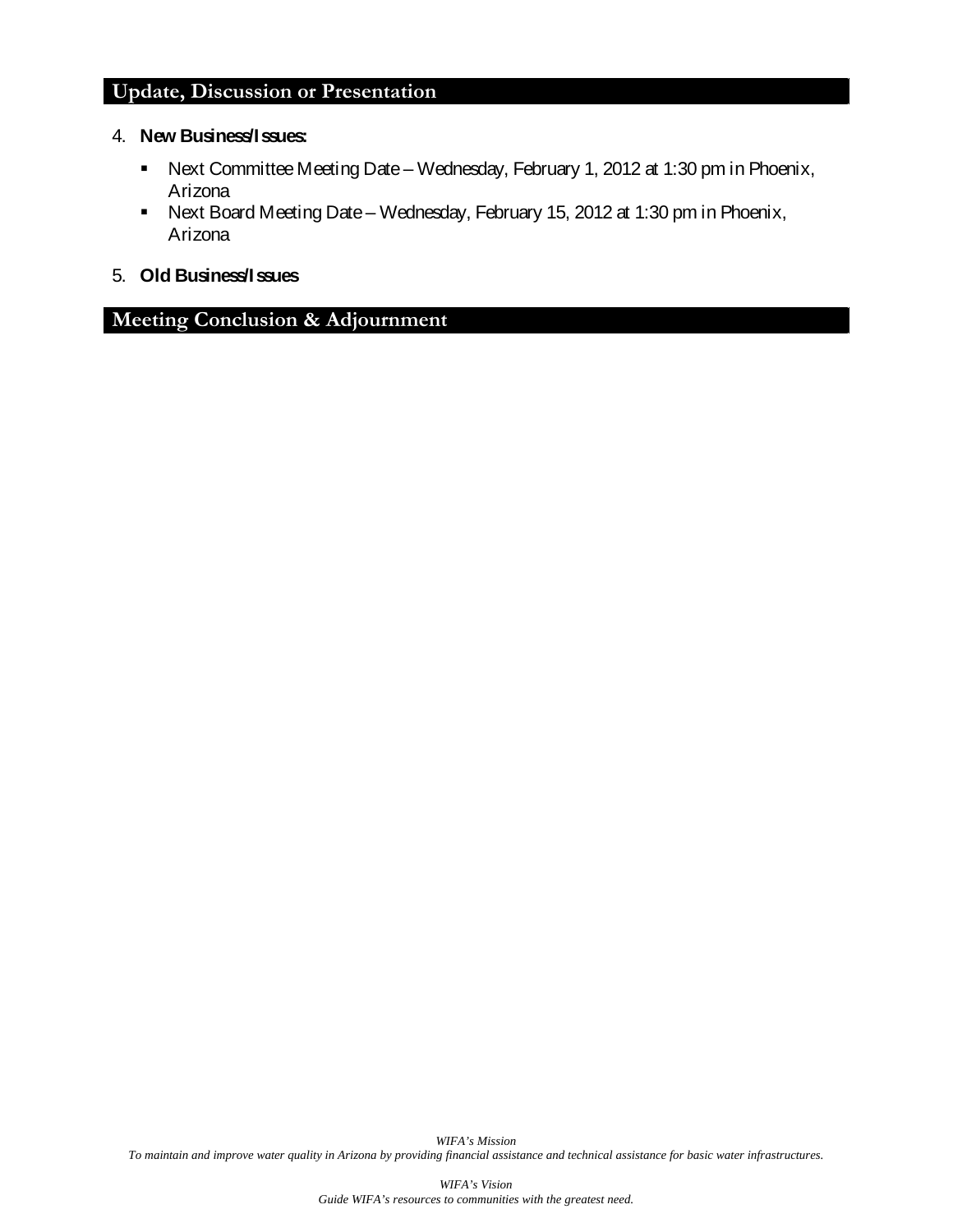## Update, Discussion or Presentation

4. **New Business/Issues:**
   - Next Committee Meeting Date – Wednesday, February 1, 2012 at 1:30 pm in Phoenix, Arizona
   - Next Board Meeting Date – Wednesday, February 15, 2012 at 1:30 pm in Phoenix, Arizona

5. **Old Business/Issues**

## Meeting Conclusion & Adjournment

*WIFA's Mission*
*To maintain and improve water quality in Arizona by providing financial assistance and technical assistance for basic water infrastructures.*

*WIFA's Vision*
*Guide WIFA's resources to communities with the greatest need.*